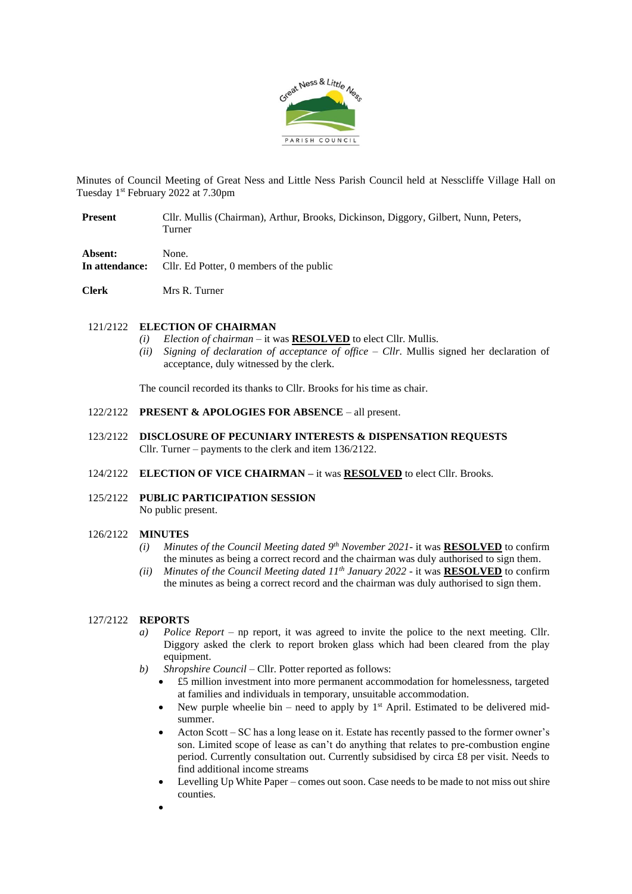Minutes of Council Meeting of Great Ness and Little Ness Parish Council held at Nesscliffe Village Hall on Tuesday 1st February 2022 at 7.30pm

| | |
|---|---|
| **Present** | Cllr. Mullis (Chairman), Arthur, Brooks, Dickinson, Diggory, Gilbert, Nunn, Peters, Turner |
| **Absent:** | None. |
| **In attendance:** | Cllr. Ed Potter, 0 members of the public |
| **Clerk** | Mrs R. Turner |

121/2122 **ELECTION OF CHAIRMAN**

(i) *Election of chairman* – it was **RESOLVED** to elect Cllr. Mullis.

(ii) *Signing of declaration of acceptance of office – Cllr.* Mullis signed her declaration of acceptance, duly witnessed by the clerk.

The council recorded its thanks to Cllr. Brooks for his time as chair.

122/2122 **PRESENT & APOLOGIES FOR ABSENCE** – all present.

123/2122 **DISCLOSURE OF PECUNIARY INTERESTS & DISPENSATION REQUESTS**
Cllr. Turner – payments to the clerk and item 136/2122.

124/2122 **ELECTION OF VICE CHAIRMAN –** it was **RESOLVED** to elect Cllr. Brooks.

125/2122 **PUBLIC PARTICIPATION SESSION**
No public present.

126/2122 **MINUTES**

(i) *Minutes of the Council Meeting dated 9th November 2021*- it was **RESOLVED** to confirm the minutes as being a correct record and the chairman was duly authorised to sign them.

(ii) *Minutes of the Council Meeting dated 11th January 2022* - it was **RESOLVED** to confirm the minutes as being a correct record and the chairman was duly authorised to sign them.

127/2122 **REPORTS**

a) *Police Report* – np report, it was agreed to invite the police to the next meeting. Cllr. Diggory asked the clerk to report broken glass which had been cleared from the play equipment.

b) *Shropshire Council* – Cllr. Potter reported as follows:

- £5 million investment into more permanent accommodation for homelessness, targeted at families and individuals in temporary, unsuitable accommodation.
- New purple wheelie bin – need to apply by 1st April. Estimated to be delivered mid-summer.
- Acton Scott – SC has a long lease on it. Estate has recently passed to the former owner's son. Limited scope of lease as can't do anything that relates to pre-combustion engine period. Currently consultation out. Currently subsidised by circa £8 per visit. Needs to find additional income streams
- Levelling Up White Paper – comes out soon. Case needs to be made to not miss out shire counties.
-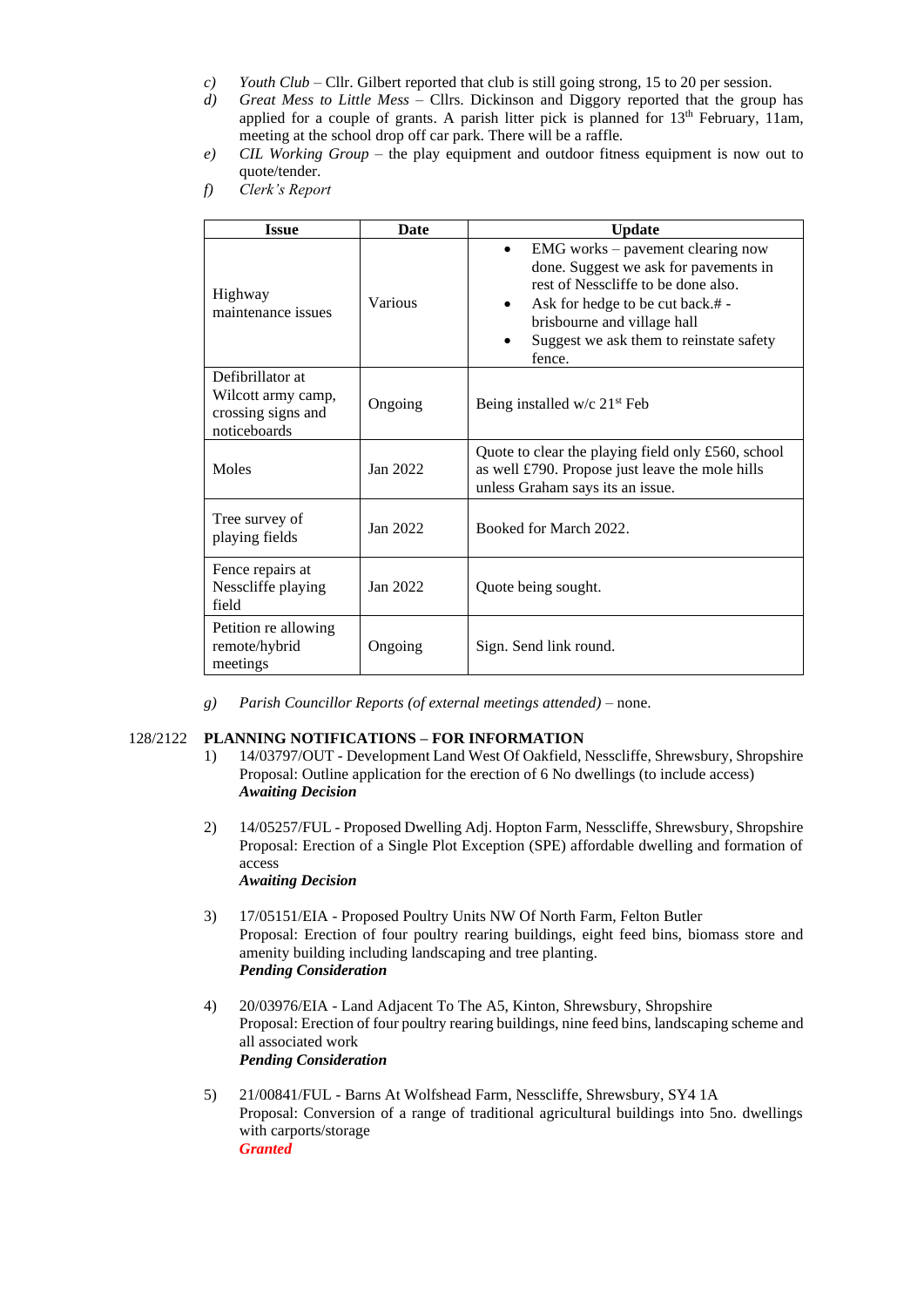c) *Youth Club* – Cllr. Gilbert reported that club is still going strong, 15 to 20 per session.

d) *Great Mess to Little Mess* – Cllrs. Dickinson and Diggory reported that the group has applied for a couple of grants. A parish litter pick is planned for 13th February, 11am, meeting at the school drop off car park. There will be a raffle.

e) *CIL Working Group* – the play equipment and outdoor fitness equipment is now out to quote/tender.

f) *Clerk's Report*

| Issue | Date | Update |
| --- | --- | --- |
| Highway maintenance issues | Various | • EMG works – pavement clearing now done. Suggest we ask for pavements in rest of Nesscliffe to be done also.<br>• Ask for hedge to be cut back.# - brisbourne and village hall<br>• Suggest we ask them to reinstate safety fence. |
| Defibrillator at Wilcott army camp, crossing signs and noticeboards | Ongoing | Being installed w/c 21st Feb |
| Moles | Jan 2022 | Quote to clear the playing field only £560, school as well £790. Propose just leave the mole hills unless Graham says its an issue. |
| Tree survey of playing fields | Jan 2022 | Booked for March 2022. |
| Fence repairs at Nesscliffe playing field | Jan 2022 | Quote being sought. |
| Petition re allowing remote/hybrid meetings | Ongoing | Sign. Send link round. |

g) *Parish Councillor Reports (of external meetings attended)* – none.

## 128/2122 PLANNING NOTIFICATIONS – FOR INFORMATION

1) 14/03797/OUT - Development Land West Of Oakfield, Nesscliffe, Shrewsbury, Shropshire
Proposal: Outline application for the erection of 6 No dwellings (to include access)
***Awaiting Decision***

2) 14/05257/FUL - Proposed Dwelling Adj. Hopton Farm, Nesscliffe, Shrewsbury, Shropshire
Proposal: Erection of a Single Plot Exception (SPE) affordable dwelling and formation of access
***Awaiting Decision***

3) 17/05151/EIA - Proposed Poultry Units NW Of North Farm, Felton Butler
Proposal: Erection of four poultry rearing buildings, eight feed bins, biomass store and amenity building including landscaping and tree planting.
***Pending Consideration***

4) 20/03976/EIA - Land Adjacent To The A5, Kinton, Shrewsbury, Shropshire
Proposal: Erection of four poultry rearing buildings, nine feed bins, landscaping scheme and all associated work
***Pending Consideration***

5) 21/00841/FUL - Barns At Wolfshead Farm, Nesscliffe, Shrewsbury, SY4 1A
Proposal: Conversion of a range of traditional agricultural buildings into 5no. dwellings with carports/storage
***Granted***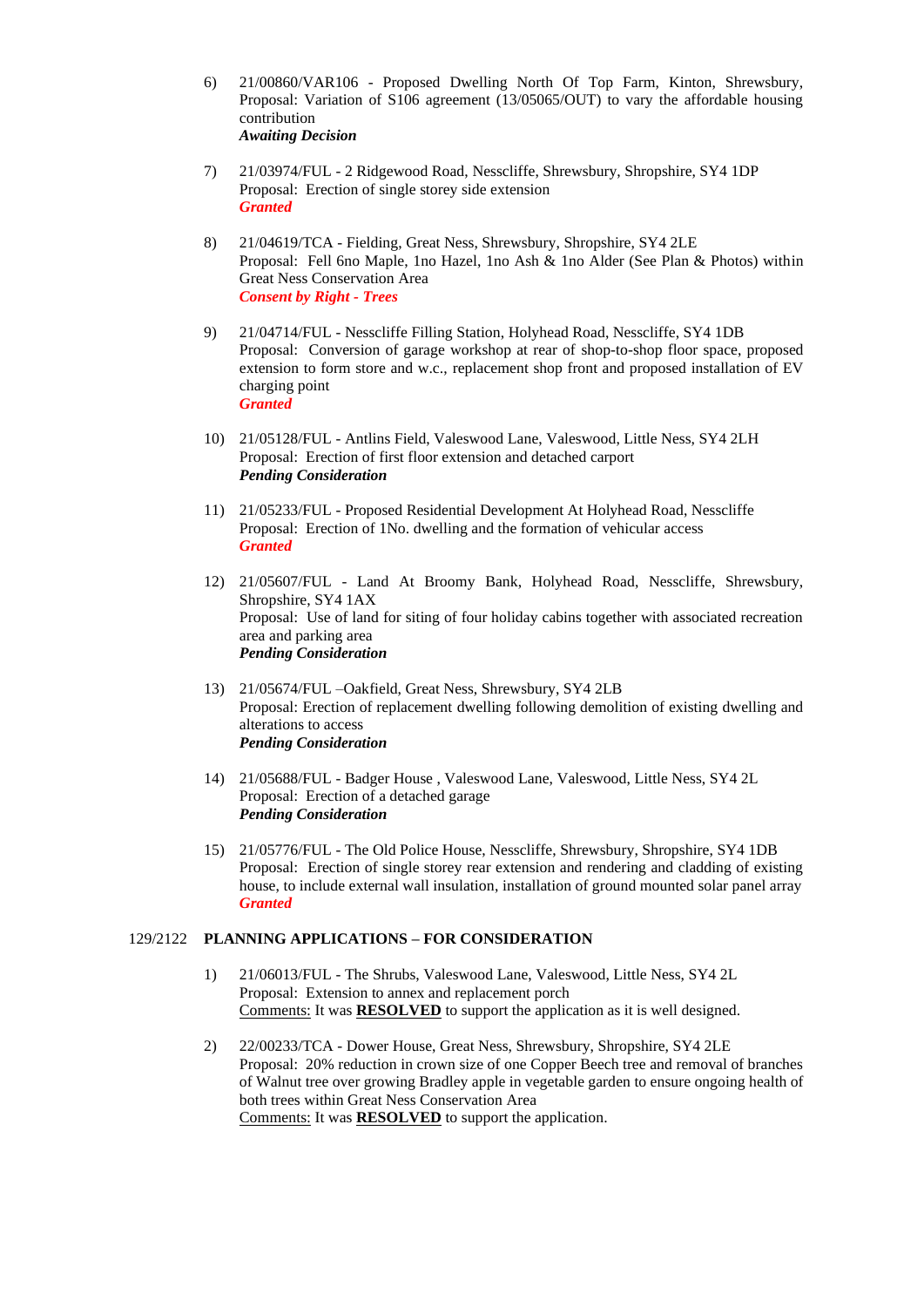6) 21/00860/VAR106 - Proposed Dwelling North Of Top Farm, Kinton, Shrewsbury, Proposal: Variation of S106 agreement (13/05065/OUT) to vary the affordable housing contribution
   ***Awaiting Decision***

7) 21/03974/FUL - 2 Ridgewood Road, Nesscliffe, Shrewsbury, Shropshire, SY4 1DP
   Proposal: Erection of single storey side extension
   ***Granted***

8) 21/04619/TCA - Fielding, Great Ness, Shrewsbury, Shropshire, SY4 2LE
   Proposal: Fell 6no Maple, 1no Hazel, 1no Ash & 1no Alder (See Plan & Photos) within Great Ness Conservation Area
   ***Consent by Right - Trees***

9) 21/04714/FUL - Nesscliffe Filling Station, Holyhead Road, Nesscliffe, SY4 1DB
   Proposal: Conversion of garage workshop at rear of shop-to-shop floor space, proposed extension to form store and w.c., replacement shop front and proposed installation of EV charging point
   ***Granted***

10) 21/05128/FUL - Antlins Field, Valeswood Lane, Valeswood, Little Ness, SY4 2LH
    Proposal: Erection of first floor extension and detached carport
    ***Pending Consideration***

11) 21/05233/FUL - Proposed Residential Development At Holyhead Road, Nesscliffe
    Proposal: Erection of 1No. dwelling and the formation of vehicular access
    ***Granted***

12) 21/05607/FUL - Land At Broomy Bank, Holyhead Road, Nesscliffe, Shrewsbury, Shropshire, SY4 1AX
    Proposal: Use of land for siting of four holiday cabins together with associated recreation area and parking area
    ***Pending Consideration***

13) 21/05674/FUL –Oakfield, Great Ness, Shrewsbury, SY4 2LB
    Proposal: Erection of replacement dwelling following demolition of existing dwelling and alterations to access
    ***Pending Consideration***

14) 21/05688/FUL - Badger House , Valeswood Lane, Valeswood, Little Ness, SY4 2L
    Proposal: Erection of a detached garage
    ***Pending Consideration***

15) 21/05776/FUL - The Old Police House, Nesscliffe, Shrewsbury, Shropshire, SY4 1DB
    Proposal: Erection of single storey rear extension and rendering and cladding of existing house, to include external wall insulation, installation of ground mounted solar panel array
    ***Granted***

129/2122 **PLANNING APPLICATIONS – FOR CONSIDERATION**

1) 21/06013/FUL - The Shrubs, Valeswood Lane, Valeswood, Little Ness, SY4 2L
   Proposal: Extension to annex and replacement porch
   Comments: It was **RESOLVED** to support the application as it is well designed.

2) 22/00233/TCA - Dower House, Great Ness, Shrewsbury, Shropshire, SY4 2LE
   Proposal: 20% reduction in crown size of one Copper Beech tree and removal of branches of Walnut tree over growing Bradley apple in vegetable garden to ensure ongoing health of both trees within Great Ness Conservation Area
   Comments: It was **RESOLVED** to support the application.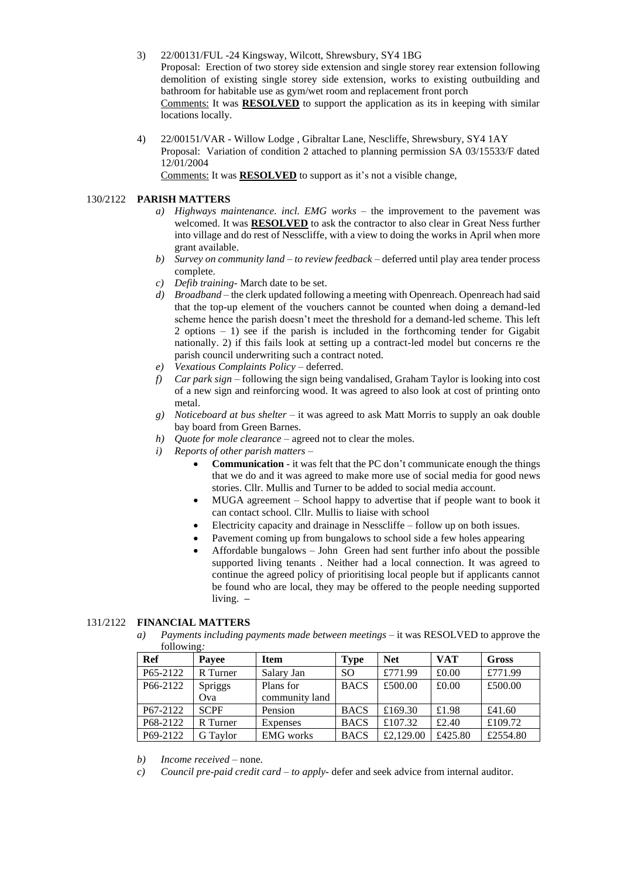3) 22/00131/FUL -24 Kingsway, Wilcott, Shrewsbury, SY4 1BG
Proposal: Erection of two storey side extension and single storey rear extension following demolition of existing single storey side extension, works to existing outbuilding and bathroom for habitable use as gym/wet room and replacement front porch
Comments: It was **RESOLVED** to support the application as its in keeping with similar locations locally.

4) 22/00151/VAR - Willow Lodge , Gibraltar Lane, Nescliffe, Shrewsbury, SY4 1AY
Proposal: Variation of condition 2 attached to planning permission SA 03/15533/F dated 12/01/2004
Comments: It was **RESOLVED** to support as it's not a visible change,

## 130/2122 PARISH MATTERS

a) *Highways maintenance. incl. EMG works* – the improvement to the pavement was welcomed. It was **RESOLVED** to ask the contractor to also clear in Great Ness further into village and do rest of Nesscliffe, with a view to doing the works in April when more grant available.
b) *Survey on community land – to review feedback* – deferred until play area tender process complete.
c) *Defib training*- March date to be set.
d) *Broadband* – the clerk updated following a meeting with Openreach. Openreach had said that the top-up element of the vouchers cannot be counted when doing a demand-led scheme hence the parish doesn't meet the threshold for a demand-led scheme. This left 2 options – 1) see if the parish is included in the forthcoming tender for Gigabit nationally. 2) if this fails look at setting up a contract-led model but concerns re the parish council underwriting such a contract noted.
e) *Vexatious Complaints Policy* – deferred.
f) *Car park sign* – following the sign being vandalised, Graham Taylor is looking into cost of a new sign and reinforcing wood. It was agreed to also look at cost of printing onto metal.
g) *Noticeboard at bus shelter* – it was agreed to ask Matt Morris to supply an oak double bay board from Green Barnes.
h) *Quote for mole clearance* – agreed not to clear the moles.
i) *Reports of other parish matters* –
   - **Communication** - it was felt that the PC don't communicate enough the things that we do and it was agreed to make more use of social media for good news stories. Cllr. Mullis and Turner to be added to social media account.
   - MUGA agreement – School happy to advertise that if people want to book it can contact school. Cllr. Mullis to liaise with school
   - Electricity capacity and drainage in Nesscliffe – follow up on both issues.
   - Pavement coming up from bungalows to school side a few holes appearing
   - Affordable bungalows – John Green had sent further info about the possible supported living tenants . Neither had a local connection. It was agreed to continue the agreed policy of prioritising local people but if applicants cannot be found who are local, they may be offered to the people needing supported living. –

## 131/2122 FINANCIAL MATTERS

a) *Payments including payments made between meetings* – it was RESOLVED to approve the following:

| Ref | Payee | Item | Type | Net | VAT | Gross |
|---|---|---|---|---|---|---|
| P65-2122 | R Turner | Salary Jan | SO | £771.99 | £0.00 | £771.99 |
| P66-2122 | Spriggs Ova | Plans for community land | BACS | £500.00 | £0.00 | £500.00 |
| P67-2122 | SCPF | Pension | BACS | £169.30 | £1.98 | £41.60 |
| P68-2122 | R Turner | Expenses | BACS | £107.32 | £2.40 | £109.72 |
| P69-2122 | G Taylor | EMG works | BACS | £2,129.00 | £425.80 | £2554.80 |

b) *Income received* – none.
c) *Council pre-paid credit card – to apply*- defer and seek advice from internal auditor.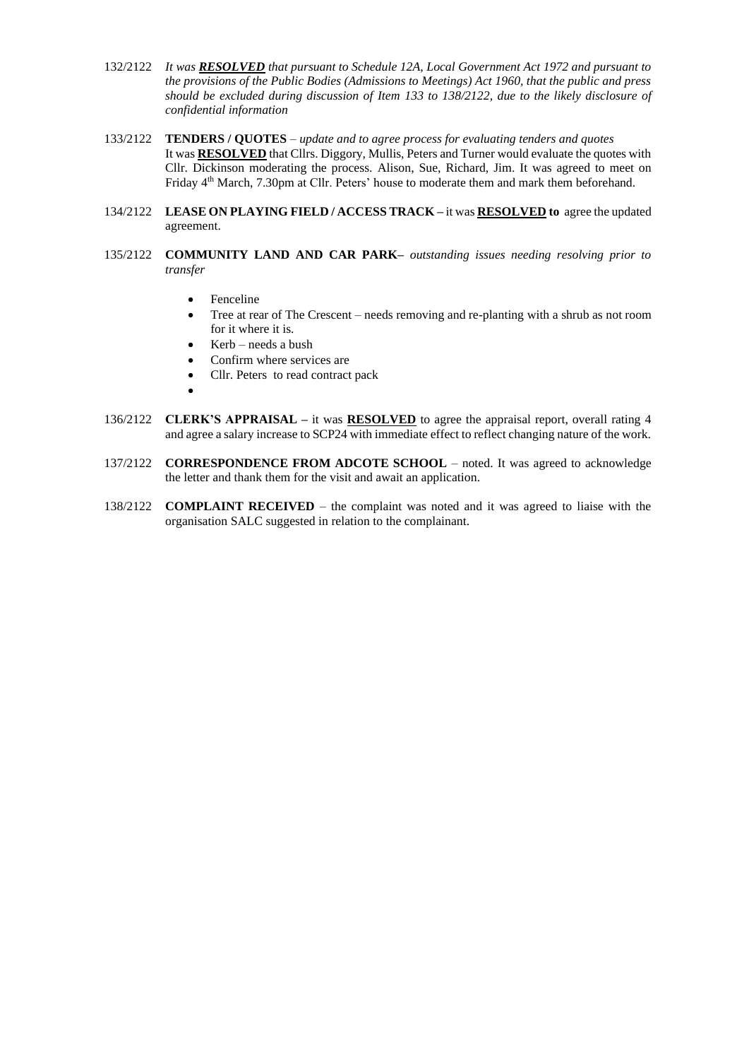132/2122 *It was **RESOLVED** that pursuant to Schedule 12A, Local Government Act 1972 and pursuant to the provisions of the Public Bodies (Admissions to Meetings) Act 1960, that the public and press should be excluded during discussion of Item 133 to 138/2122, due to the likely disclosure of confidential information*

133/2122 **TENDERS / QUOTES** – *update and to agree process for evaluating tenders and quotes*
It was **RESOLVED** that Cllrs. Diggory, Mullis, Peters and Turner would evaluate the quotes with Cllr. Dickinson moderating the process. Alison, Sue, Richard, Jim. It was agreed to meet on Friday 4th March, 7.30pm at Cllr. Peters' house to moderate them and mark them beforehand.

134/2122 **LEASE ON PLAYING FIELD / ACCESS TRACK –** it was **RESOLVED to** agree the updated agreement.

135/2122 **COMMUNITY LAND AND CAR PARK–** *outstanding issues needing resolving prior to transfer*

- Fenceline
- Tree at rear of The Crescent – needs removing and re-planting with a shrub as not room for it where it is.
- Kerb – needs a bush
- Confirm where services are
- Cllr. Peters to read contract pack

136/2122 **CLERK'S APPRAISAL –** it was **RESOLVED** to agree the appraisal report, overall rating 4 and agree a salary increase to SCP24 with immediate effect to reflect changing nature of the work.

137/2122 **CORRESPONDENCE FROM ADCOTE SCHOOL** – noted. It was agreed to acknowledge the letter and thank them for the visit and await an application.

138/2122 **COMPLAINT RECEIVED** – the complaint was noted and it was agreed to liaise with the organisation SALC suggested in relation to the complainant.